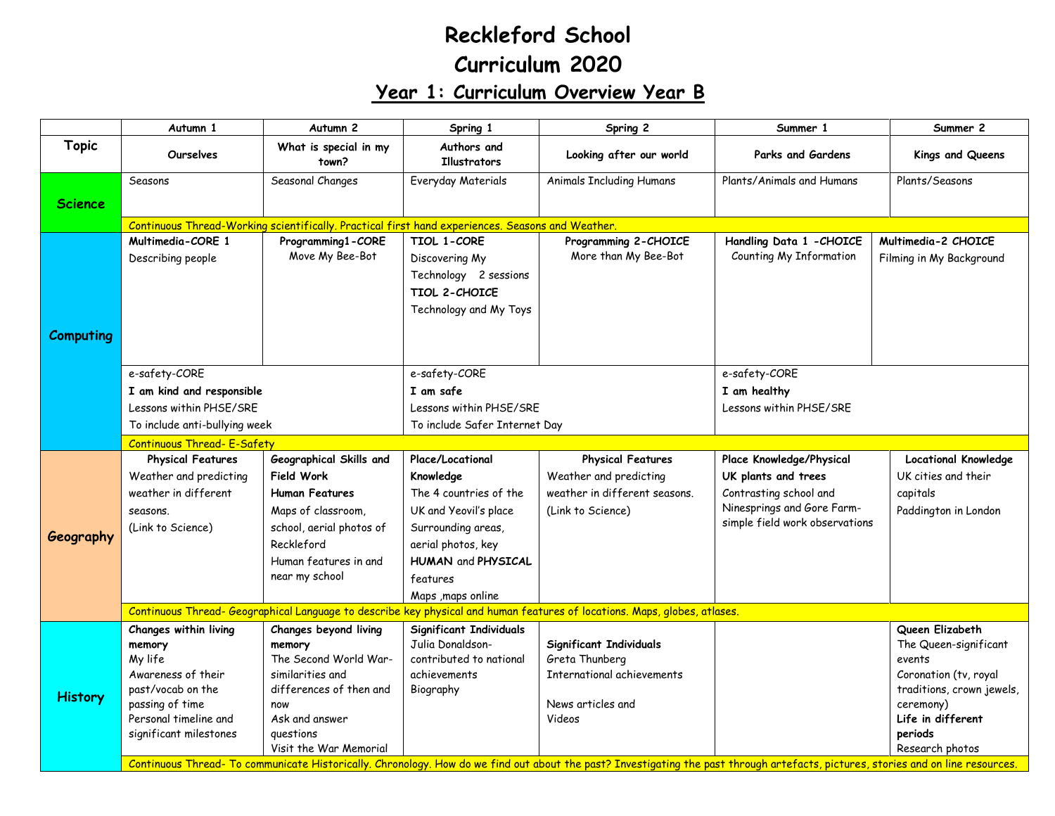# Reckleford School

# Curriculum 2020

## Year 1: Curriculum Overview Year B

| | Autumn 1 | Autumn 2 | Spring 1 | Spring 2 | Summer 1 | Summer 2 |
|---|---|---|---|---|---|---|
| **Topic** | Ourselves | What is special in my town? | Authors and Illustrators | Looking after our world | Parks and Gardens | Kings and Queens |
| **Science** | Seasons | Seasonal Changes | Everyday Materials | Animals Including Humans | Plants/Animals and Humans | Plants/Seasons |
| | Continuous Thread-Working scientifically. Practical first hand experiences. Seasons and Weather. | | | | | |
| **Computing** | **Multimedia-CORE 1**<br>Describing people | **Programming1-CORE**<br>Move My Bee-Bot | **TIOL 1-CORE**<br>Discovering My Technology 2 sessions<br>**TIOL 2-CHOICE**<br>Technology and My Toys | **Programming 2-CHOICE**<br>More than My Bee-Bot | **Handling Data 1 -CHOICE**<br>Counting My Information | **Multimedia-2 CHOICE**<br>Filming in My Background |
| | e-safety-CORE<br>**I am kind and responsible**<br>Lessons within PHSE/SRE<br>To include anti-bullying week | | e-safety-CORE<br>**I am safe**<br>Lessons within PHSE/SRE<br>To include Safer Internet Day | | e-safety-CORE<br>**I am healthy**<br>Lessons within PHSE/SRE | |
| | Continuous Thread- E-Safety | | | | | |
| **Geography** | **Physical Features**<br>Weather and predicting weather in different seasons.<br>(Link to Science) | **Geographical Skills and Field Work**<br>**Human Features**<br>Maps of classroom, school, aerial photos of Reckleford<br>Human features in and near my school | **Place/Locational Knowledge**<br>The 4 countries of the UK and Yeovil's place<br>Surrounding areas, aerial photos, key<br>**HUMAN** and **PHYSICAL** features<br>Maps ,maps online | **Physical Features**<br>Weather and predicting weather in different seasons.<br>(Link to Science) | **Place Knowledge/Physical**<br>**UK plants and trees**<br>Contrasting school and Ninesprings and Gore Farm- simple field work observations | **Locational Knowledge**<br>UK cities and their capitals<br>Paddington in London |
| | Continuous Thread- Geographical Language to describe key physical and human features of locations. Maps, globes, atlases. | | | | | |
| **History** | **Changes within living memory**<br>My life<br>Awareness of their past/vocab on the passing of time<br>Personal timeline and significant milestones | **Changes beyond living memory**<br>The Second World War- similarities and differences of then and now<br>Ask and answer questions<br>Visit the War Memorial | **Significant Individuals**<br>Julia Donaldson- contributed to national achievements<br>Biography | **Significant Individuals**<br>Greta Thunberg<br>International achievements<br><br>News articles and Videos | | **Queen Elizabeth**<br>The Queen-significant events<br>Coronation (tv, royal traditions, crown jewels, ceremony)<br>**Life in different periods**<br>Research photos |
| | Continuous Thread- To communicate Historically. Chronology. How do we find out about the past? Investigating the past through artefacts, pictures, stories and on line resources. | | | | | |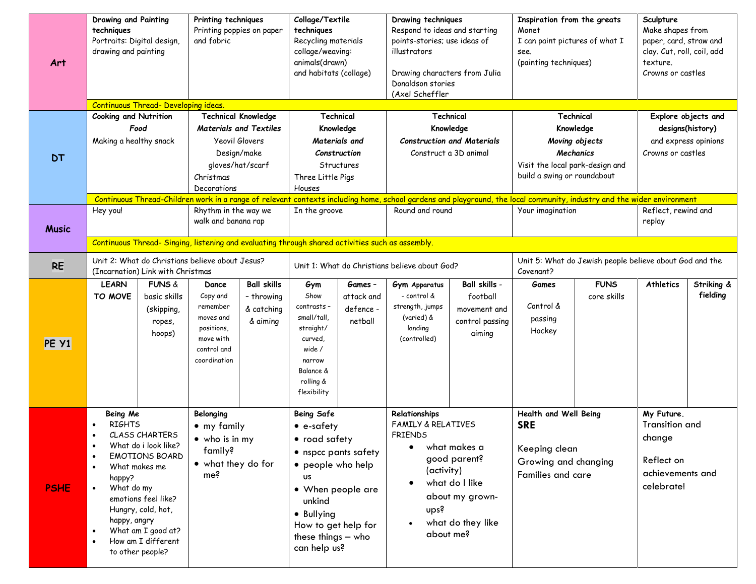| | | | | | | | | | | | | |
|---|---|---|---|---|---|---|---|---|---|---|---|---|
| **Art** | **Drawing and Painting techniques** Portraits: Digital design, drawing and painting | | **Printing techniques** Printing poppies on paper and fabric | | **Collage/Textile techniques** Recycling materials collage/weaving: animals(drawn) and habitats (collage) | | **Drawing techniques** Respond to ideas and starting points-stories; use ideas of illustrators Drawing characters from Julia Donaldson stories (Axel Scheffler | | **Inspiration from the greats** Monet I can paint pictures of what I see. (painting techniques) | | **Sculpture** Make shapes from paper, card, straw and clay. Cut, roll, coil, add texture. Crowns or castles | |
| | Continuous Thread- Developing ideas. | | | | | | | | | | | |
| **DT** | **Cooking and Nutrition** ***Food*** Making a healthy snack | | **Technical Knowledge** ***Materials and Textiles*** Yeovil Glovers Design/make gloves/hat/scarf Christmas Decorations | | **Technical Knowledge** ***Materials and Construction*** Structures Three Little Pigs Houses | | **Technical Knowledge** ***Construction and Materials*** Construct a 3D animal | | **Technical Knowledge** ***Moving objects Mechanics*** Visit the local park-design and build a swing or roundabout | | **Explore objects and designs(history)** and express opinions Crowns or castles | |
| | Continuous Thread-Children work in a range of relevant contexts including home, school gardens and playground, the local community, industry and the wider environment | | | | | | | | | | | |
| **Music** | Hey you! | | Rhythm in the way we walk and banana rap | | In the groove | | Round and round | | Your imagination | | Reflect, rewind and replay | |
| | Continuous Thread- Singing, listening and evaluating through shared activities such as assembly. | | | | | | | | | | | |
| **RE** | Unit 2: What do Christians believe about Jesus? (Incarnation) Link with Christmas | | | | Unit 1: What do Christians believe about God? | | | | Unit 5: What do Jewish people believe about God and the Covenant? | | | |
| **PE Y1** | **LEARN TO MOVE** | **FUNS** & basic skills (skipping, ropes, hoops) | **Dance** Copy and remember moves and positions, move with control and coordination | **Ball skills** – throwing & catching & aiming | **Gym** Show contrasts – small/tall, straight/ curved, wide / narrow Balance & rolling & flexibility | **Games** – attack and defence - netball | **Gym Apparatus** - control & strength, jumps (varied) & landing (controlled) | **Ball skills** - football movement and control passing aiming | **Games** Control & passing Hockey | **FUNS** core skills | **Athletics** | **Striking & fielding** |
| **PSHE** | **Being Me** • RIGHTS • CLASS CHARTERS • What do i look like? • EMOTIONS BOARD • What makes me happy? • What do my emotions feel like? Hungry, cold, hot, happy, angry • What am I good at? • How am I different to other people? | | **Belonging** • my family • who is in my family? • what they do for me? | | **Being Safe** • e-safety • road safety • nspcc pants safety • people who help us • When people are unkind • Bullying How to get help for these things – who can help us? | | **Relationships** FAMILY & RELATIVES FRIENDS • what makes a good parent? (activity) • what do I like about my grown-ups? • what do they like about me? | | **Health and Well Being** **SRE** Keeping clean Growing and changing Families and care | | **My Future.** Transition and change Reflect on achievements and celebrate! | |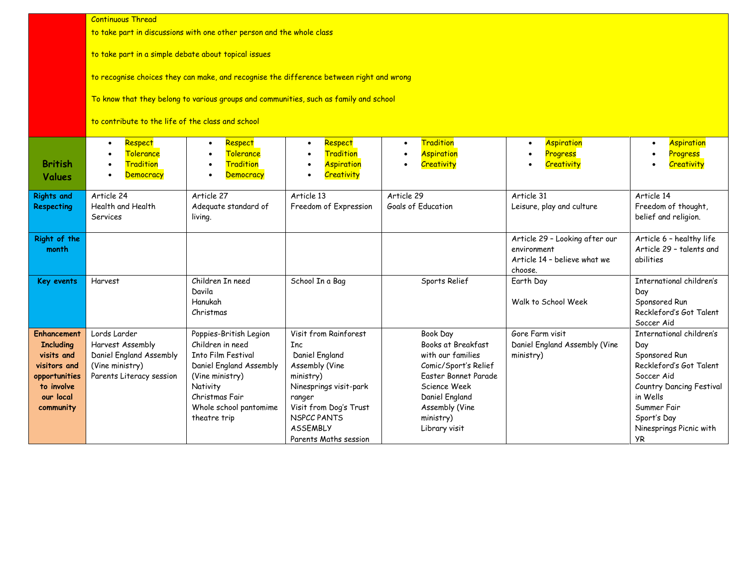| | | | | | | |
|---|---|---|---|---|---|---|
| | Continuous Thread<br>to take part in discussions with one other person and the whole class<br>to take part in a simple debate about topical issues<br>to recognise choices they can make, and recognise the difference between right and wrong<br>To know that they belong to various groups and communities, such as family and school<br>to contribute to the life of the class and school | | | | | |
| **British Values** | • Respect<br>• Tolerance<br>• Tradition<br>• Democracy | • Respect<br>• Tolerance<br>• Tradition<br>• Democracy | • Respect<br>• Tradition<br>• Aspiration<br>• Creativity | • Tradition<br>• Aspiration<br>• Creativity | • Aspiration<br>• Progress<br>• Creativity | • Aspiration<br>• Progress<br>• Creativity |
| **Rights and Respecting** | Article 24<br>Health and Health Services | Article 27<br>Adequate standard of living. | Article 13<br>Freedom of Expression | Article 29<br>Goals of Education | Article 31<br>Leisure, play and culture | Article 14<br>Freedom of thought, belief and religion. |
| **Right of the month** | | | | | Article 29 – Looking after our environment<br>Article 14 – believe what we choose. | Article 6 – healthy life<br>Article 29 – talents and abilities |
| **Key events** | Harvest | Children In need<br>Davila<br>Hanukah<br>Christmas | School In a Bag | Sports Relief | Earth Day<br><br>Walk to School Week | International children's Day<br>Sponsored Run<br>Reckleford's Got Talent<br>Soccer Aid |
| **Enhancement Including visits and visitors and opportunities to involve our local community** | Lords Larder<br>Harvest Assembly<br>Daniel England Assembly (Vine ministry)<br>Parents Literacy session | Poppies-British Legion<br>Children in need<br>Into Film Festival<br>Daniel England Assembly (Vine ministry)<br>Nativity<br>Christmas Fair<br>Whole school pantomime theatre trip | Visit from Rainforest Inc<br>Daniel England Assembly (Vine ministry)<br>Ninesprings visit-park ranger<br>Visit from Dog's Trust<br>NSPCC PANTS ASSEMBLY<br>Parents Maths session | Book Day<br>Books at Breakfast with our families<br>Comic/Sport's Relief<br>Easter Bonnet Parade<br>Science Week<br>Daniel England Assembly (Vine ministry)<br>Library visit | Gore Farm visit<br>Daniel England Assembly (Vine ministry) | International children's Day<br>Sponsored Run<br>Reckleford's Got Talent<br>Soccer Aid<br>Country Dancing Festival in Wells<br>Summer Fair<br>Sport's Day<br>Ninesprings Picnic with YR |